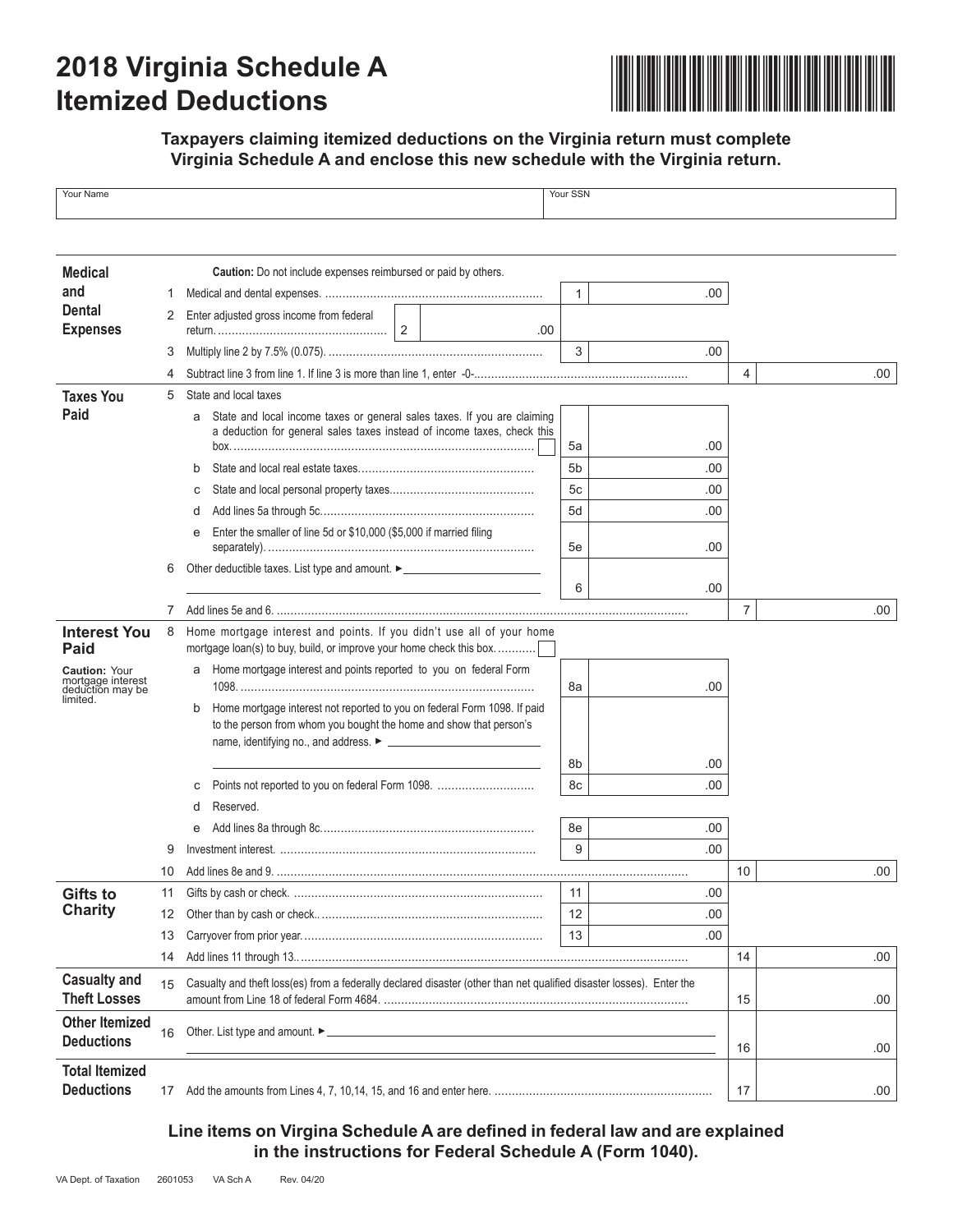# 2018 Virginia Schedule A Itemized Deductions

**Taxpayers claiming itemized deductions on the Virginia return must complete Virginia Schedule A and enclose this new schedule with the Virginia return.**

| Your Name | Your SSN |
|---|---|
| | |

| Section | Line | Description | | | | |
|---|---|---|---|---|---|---|
| **Medical and Dental Expenses** | | **Caution:** Do not include expenses reimbursed or paid by others. | | | | |
| | 1 | Medical and dental expenses. | 1 | .00 | | |
| | 2 | Enter adjusted gross income from federal return. (2) .00 | | | | |
| | 3 | Multiply line 2 by 7.5% (0.075). | 3 | .00 | | |
| | 4 | Subtract line 3 from line 1. If line 3 is more than line 1, enter -0- | | | 4 | .00 |
| **Taxes You Paid** | 5 | State and local taxes | | | | |
| | | a State and local income taxes or general sales taxes. If you are claiming a deduction for general sales taxes instead of income taxes, check this box. ☐ | 5a | .00 | | |
| | | b State and local real estate taxes. | 5b | .00 | | |
| | | c State and local personal property taxes. | 5c | .00 | | |
| | | d Add lines 5a through 5c. | 5d | .00 | | |
| | | e Enter the smaller of line 5d or $10,000 ($5,000 if married filing separately). | 5e | .00 | | |
| | 6 | Other deductible taxes. List type and amount. ► | 6 | .00 | | |
| | 7 | Add lines 5e and 6. | | | 7 | .00 |
| **Interest You Paid** (**Caution:** Your mortgage interest deduction may be limited.) | 8 | Home mortgage interest and points. If you didn't use all of your home mortgage loan(s) to buy, build, or improve your home check this box. ☐ | | | | |
| | | a Home mortgage interest and points reported to you on federal Form 1098. | 8a | .00 | | |
| | | b Home mortgage interest not reported to you on federal Form 1098. If paid to the person from whom you bought the home and show that person's name, identifying no., and address. ► | 8b | .00 | | |
| | | c Points not reported to you on federal Form 1098. | 8c | .00 | | |
| | | d Reserved. | | | | |
| | | e Add lines 8a through 8c. | 8e | .00 | | |
| | 9 | Investment interest. | 9 | .00 | | |
| | 10 | Add lines 8e and 9. | | | 10 | .00 |
| **Gifts to Charity** | 11 | Gifts by cash or check. | 11 | .00 | | |
| | 12 | Other than by cash or check. | 12 | .00 | | |
| | 13 | Carryover from prior year. | 13 | .00 | | |
| | 14 | Add lines 11 through 13. | | | 14 | .00 |
| **Casualty and Theft Losses** | 15 | Casualty and theft loss(es) from a federally declared disaster (other than net qualified disaster losses). Enter the amount from Line 18 of federal Form 4684. | | | 15 | .00 |
| **Other Itemized Deductions** | 16 | Other. List type and amount. ► | | | 16 | .00 |
| **Total Itemized Deductions** | 17 | Add the amounts from Lines 4, 7, 10,14, 15, and 16 and enter here. | | | 17 | .00 |

**Line items on Virgina Schedule A are defined in federal law and are explained in the instructions for Federal Schedule A (Form 1040).**

VA Dept. of Taxation 2601053 VA Sch A Rev. 04/20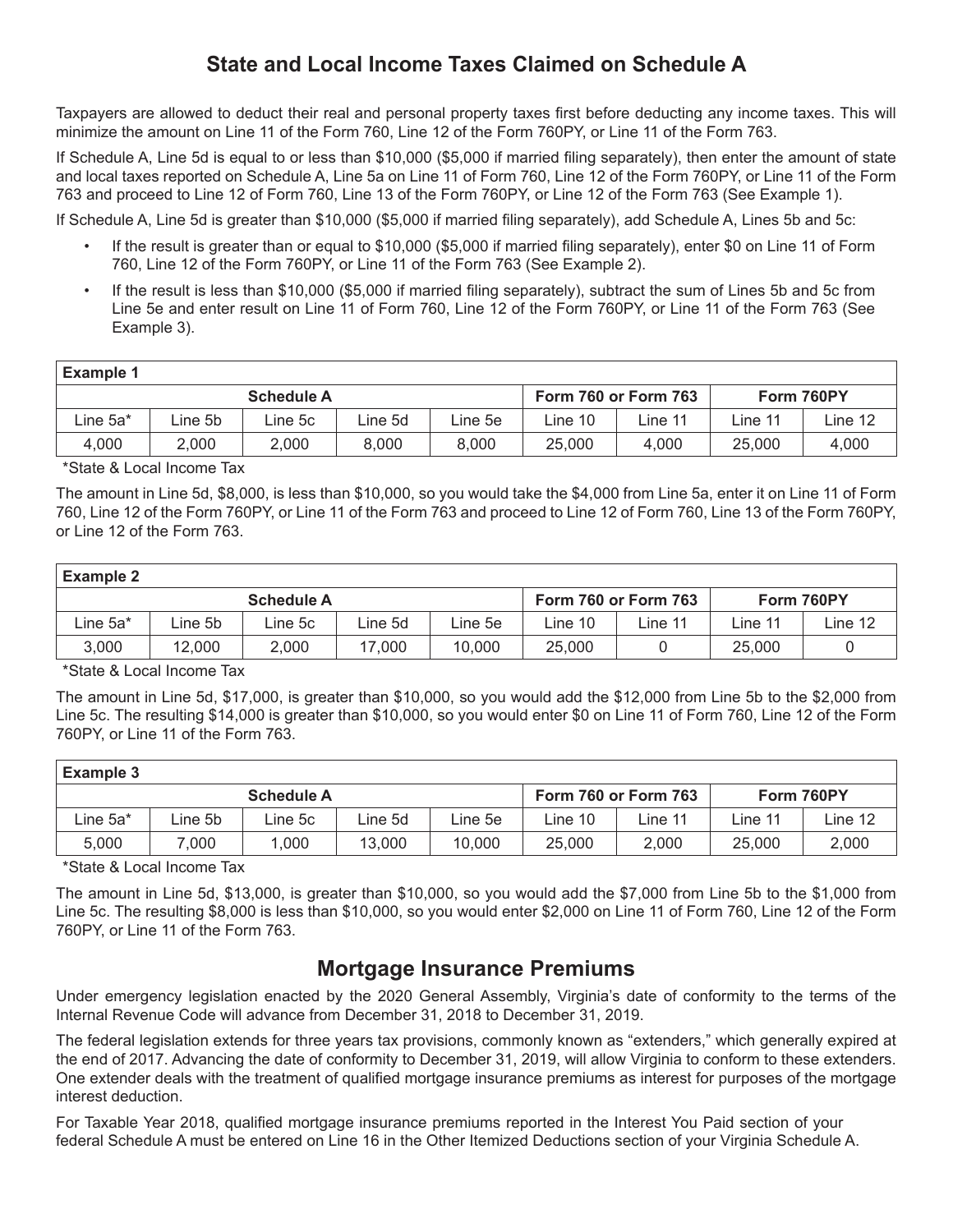## State and Local Income Taxes Claimed on Schedule A

Taxpayers are allowed to deduct their real and personal property taxes first before deducting any income taxes. This will minimize the amount on Line 11 of the Form 760, Line 12 of the Form 760PY, or Line 11 of the Form 763.

If Schedule A, Line 5d is equal to or less than $10,000 ($5,000 if married filing separately), then enter the amount of state and local taxes reported on Schedule A, Line 5a on Line 11 of Form 760, Line 12 of the Form 760PY, or Line 11 of the Form 763 and proceed to Line 12 of Form 760, Line 13 of the Form 760PY, or Line 12 of the Form 763 (See Example 1).

If Schedule A, Line 5d is greater than $10,000 ($5,000 if married filing separately), add Schedule A, Lines 5b and 5c:

- If the result is greater than or equal to $10,000 ($5,000 if married filing separately), enter $0 on Line 11 of Form 760, Line 12 of the Form 760PY, or Line 11 of the Form 763 (See Example 2).
- If the result is less than $10,000 ($5,000 if married filing separately), subtract the sum of Lines 5b and 5c from Line 5e and enter result on Line 11 of Form 760, Line 12 of the Form 760PY, or Line 11 of the Form 763 (See Example 3).

**Example 1**

| Schedule A | | | | | Form 760 or Form 763 | | Form 760PY | |
|---|---|---|---|---|---|---|---|---|
| Line 5a* | Line 5b | Line 5c | Line 5d | Line 5e | Line 10 | Line 11 | Line 11 | Line 12 |
| 4,000 | 2,000 | 2,000 | 8,000 | 8,000 | 25,000 | 4,000 | 25,000 | 4,000 |

*State & Local Income Tax

The amount in Line 5d, $8,000, is less than $10,000, so you would take the $4,000 from Line 5a, enter it on Line 11 of Form 760, Line 12 of the Form 760PY, or Line 11 of the Form 763 and proceed to Line 12 of Form 760, Line 13 of the Form 760PY, or Line 12 of the Form 763.

**Example 2**

| Schedule A | | | | | Form 760 or Form 763 | | Form 760PY | |
|---|---|---|---|---|---|---|---|---|
| Line 5a* | Line 5b | Line 5c | Line 5d | Line 5e | Line 10 | Line 11 | Line 11 | Line 12 |
| 3,000 | 12,000 | 2,000 | 17,000 | 10,000 | 25,000 | 0 | 25,000 | 0 |

*State & Local Income Tax

The amount in Line 5d, $17,000, is greater than $10,000, so you would add the $12,000 from Line 5b to the $2,000 from Line 5c. The resulting $14,000 is greater than $10,000, so you would enter $0 on Line 11 of Form 760, Line 12 of the Form 760PY, or Line 11 of the Form 763.

**Example 3**

| Schedule A | | | | | Form 760 or Form 763 | | Form 760PY | |
|---|---|---|---|---|---|---|---|---|
| Line 5a* | Line 5b | Line 5c | Line 5d | Line 5e | Line 10 | Line 11 | Line 11 | Line 12 |
| 5,000 | 7,000 | 1,000 | 13,000 | 10,000 | 25,000 | 2,000 | 25,000 | 2,000 |

*State & Local Income Tax

The amount in Line 5d, $13,000, is greater than $10,000, so you would add the $7,000 from Line 5b to the $1,000 from Line 5c. The resulting $8,000 is less than $10,000, so you would enter $2,000 on Line 11 of Form 760, Line 12 of the Form 760PY, or Line 11 of the Form 763.

## Mortgage Insurance Premiums

Under emergency legislation enacted by the 2020 General Assembly, Virginia's date of conformity to the terms of the Internal Revenue Code will advance from December 31, 2018 to December 31, 2019.

The federal legislation extends for three years tax provisions, commonly known as "extenders," which generally expired at the end of 2017. Advancing the date of conformity to December 31, 2019, will allow Virginia to conform to these extenders. One extender deals with the treatment of qualified mortgage insurance premiums as interest for purposes of the mortgage interest deduction.

For Taxable Year 2018, qualified mortgage insurance premiums reported in the Interest You Paid section of your federal Schedule A must be entered on Line 16 in the Other Itemized Deductions section of your Virginia Schedule A.